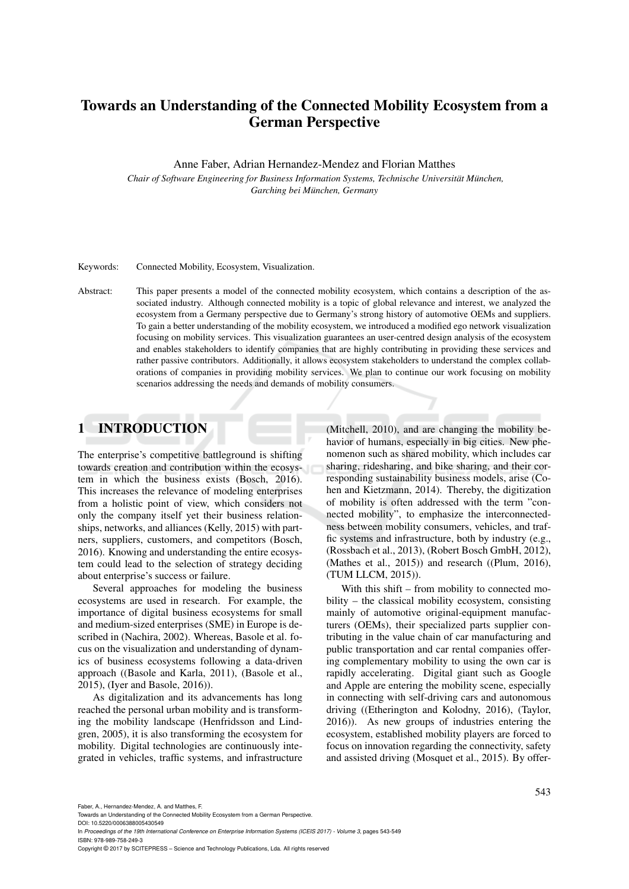# Towards an Understanding of the Connected Mobility Ecosystem from a German Perspective

Anne Faber, Adrian Hernandez-Mendez and Florian Matthes

*Chair of Software Engineering for Business Information Systems, Technische Universität München, Garching bei München, Germany*

Keywords: Connected Mobility, Ecosystem, Visualization.

Abstract: This paper presents a model of the connected mobility ecosystem, which contains a description of the associated industry. Although connected mobility is a topic of global relevance and interest, we analyzed the ecosystem from a Germany perspective due to Germany's strong history of automotive OEMs and suppliers. To gain a better understanding of the mobility ecosystem, we introduced a modified ego network visualization focusing on mobility services. This visualization guarantees an user-centred design analysis of the ecosystem and enables stakeholders to identify companies that are highly contributing in providing these services and rather passive contributors. Additionally, it allows ecosystem stakeholders to understand the complex collaborations of companies in providing mobility services. We plan to continue our work focusing on mobility scenarios addressing the needs and demands of mobility consumers.

## 1 INTRODUCTION

The enterprise's competitive battleground is shifting towards creation and contribution within the ecosystem in which the business exists (Bosch, 2016). This increases the relevance of modeling enterprises from a holistic point of view, which considers not only the company itself yet their business relationships, networks, and alliances (Kelly, 2015) with partners, suppliers, customers, and competitors (Bosch, 2016). Knowing and understanding the entire ecosystem could lead to the selection of strategy deciding about enterprise's success or failure.

Several approaches for modeling the business ecosystems are used in research. For example, the importance of digital business ecosystems for small and medium-sized enterprises (SME) in Europe is described in (Nachira, 2002). Whereas, Basole et al. focus on the visualization and understanding of dynamics of business ecosystems following a data-driven approach ((Basole and Karla, 2011), (Basole et al., 2015), (Iyer and Basole, 2016)).

As digitalization and its advancements has long reached the personal urban mobility and is transforming the mobility landscape (Henfridsson and Lindgren, 2005), it is also transforming the ecosystem for mobility. Digital technologies are continuously integrated in vehicles, traffic systems, and infrastructure (Mitchell, 2010), and are changing the mobility behavior of humans, especially in big cities. New phenomenon such as shared mobility, which includes car sharing, ridesharing, and bike sharing, and their corresponding sustainability business models, arise (Cohen and Kietzmann, 2014). Thereby, the digitization of mobility is often addressed with the term "connected mobility", to emphasize the interconnectedness between mobility consumers, vehicles, and traffic systems and infrastructure, both by industry (e.g., (Rossbach et al., 2013), (Robert Bosch GmbH, 2012), (Mathes et al., 2015)) and research ((Plum, 2016), (TUM LLCM, 2015)).

With this shift – from mobility to connected mobility – the classical mobility ecosystem, consisting mainly of automotive original-equipment manufacturers (OEMs), their specialized parts supplier contributing in the value chain of car manufacturing and public transportation and car rental companies offering complementary mobility to using the own car is rapidly accelerating. Digital giant such as Google and Apple are entering the mobility scene, especially in connecting with self-driving cars and autonomous driving ((Etherington and Kolodny, 2016), (Taylor, 2016)). As new groups of industries entering the ecosystem, established mobility players are forced to focus on innovation regarding the connectivity, safety and assisted driving (Mosquet et al., 2015). By offer-

Faber, A., Hernandez-Mendez, A. and Matthes, F.
Towards an Understanding of the Connected Mobility Ecosystem from a German Perspective.
DOI: 10.5220/0006388005430549
In *Proceedings of the 19th International Conference on Enterprise Information Systems (ICEIS 2017) - Volume 3*, pages 543-549
ISBN: 978-989-758-249-3
Copyright © 2017 by SCITEPRESS – Science and Technology Publications, Lda. All rights reserved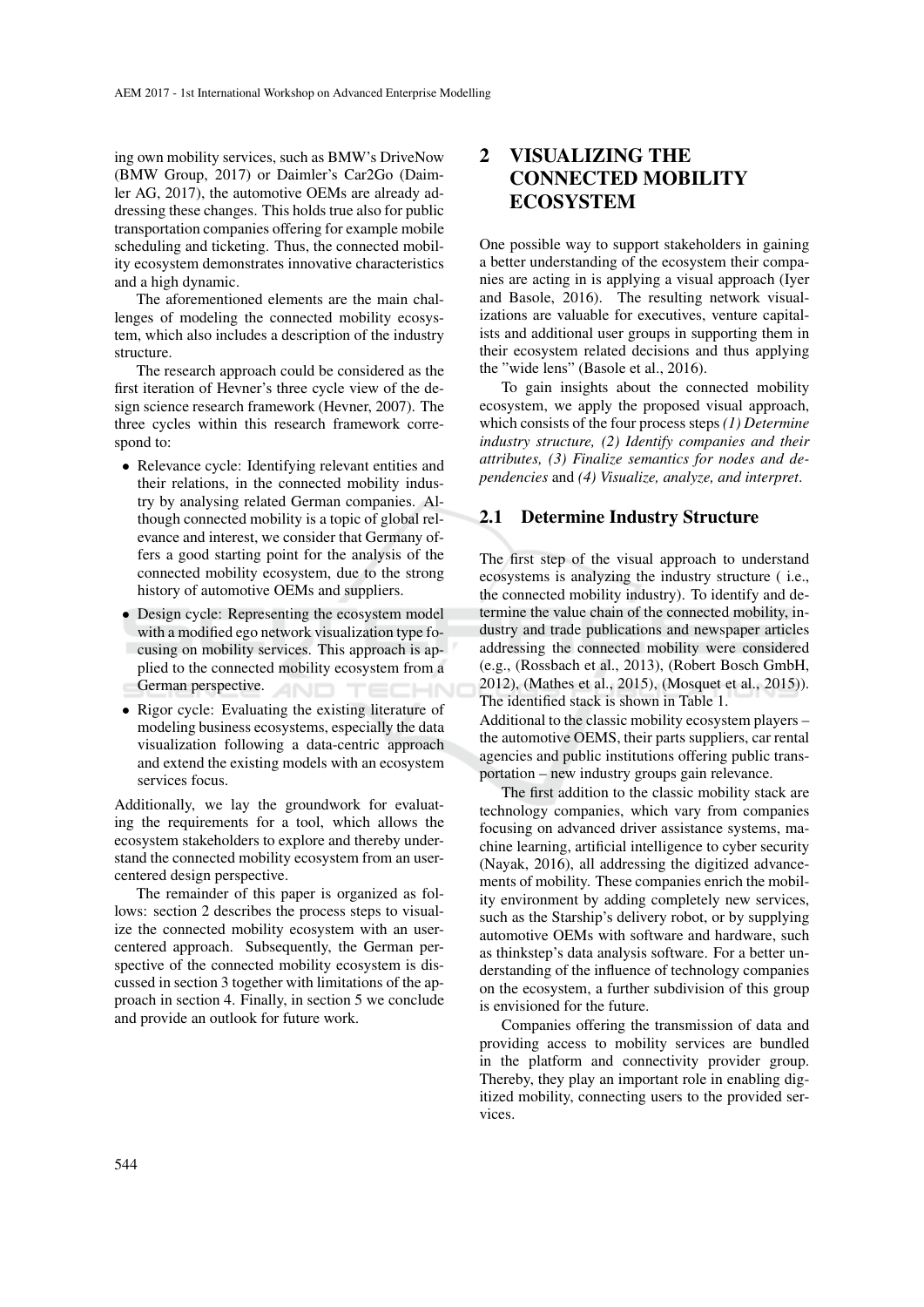ing own mobility services, such as BMW's DriveNow (BMW Group, 2017) or Daimler's Car2Go (Daimler AG, 2017), the automotive OEMs are already addressing these changes. This holds true also for public transportation companies offering for example mobile scheduling and ticketing. Thus, the connected mobility ecosystem demonstrates innovative characteristics and a high dynamic.

The aforementioned elements are the main challenges of modeling the connected mobility ecosystem, which also includes a description of the industry structure.

The research approach could be considered as the first iteration of Hevner's three cycle view of the design science research framework (Hevner, 2007). The three cycles within this research framework correspond to:

- Relevance cycle: Identifying relevant entities and their relations, in the connected mobility industry by analysing related German companies. Although connected mobility is a topic of global relevance and interest, we consider that Germany offers a good starting point for the analysis of the connected mobility ecosystem, due to the strong history of automotive OEMs and suppliers.
- Design cycle: Representing the ecosystem model with a modified ego network visualization type focusing on mobility services. This approach is applied to the connected mobility ecosystem from a German perspective.
- Rigor cycle: Evaluating the existing literature of modeling business ecosystems, especially the data visualization following a data-centric approach and extend the existing models with an ecosystem services focus.

Additionally, we lay the groundwork for evaluating the requirements for a tool, which allows the ecosystem stakeholders to explore and thereby understand the connected mobility ecosystem from an user-centered design perspective.

The remainder of this paper is organized as follows: section 2 describes the process steps to visualize the connected mobility ecosystem with an user-centered approach. Subsequently, the German perspective of the connected mobility ecosystem is discussed in section 3 together with limitations of the approach in section 4. Finally, in section 5 we conclude and provide an outlook for future work.

# 2 VISUALIZING THE CONNECTED MOBILITY ECOSYSTEM

One possible way to support stakeholders in gaining a better understanding of the ecosystem their companies are acting in is applying a visual approach (Iyer and Basole, 2016). The resulting network visualizations are valuable for executives, venture capitalists and additional user groups in supporting them in their ecosystem related decisions and thus applying the "wide lens" (Basole et al., 2016).

To gain insights about the connected mobility ecosystem, we apply the proposed visual approach, which consists of the four process steps *(1) Determine industry structure, (2) Identify companies and their attributes, (3) Finalize semantics for nodes and dependencies* and *(4) Visualize, analyze, and interpret*.

## 2.1 Determine Industry Structure

The first step of the visual approach to understand ecosystems is analyzing the industry structure ( i.e., the connected mobility industry). To identify and determine the value chain of the connected mobility, industry and trade publications and newspaper articles addressing the connected mobility were considered (e.g., (Rossbach et al., 2013), (Robert Bosch GmbH, 2012), (Mathes et al., 2015), (Mosquet et al., 2015)). The identified stack is shown in Table 1.

Additional to the classic mobility ecosystem players – the automotive OEMS, their parts suppliers, car rental agencies and public institutions offering public transportation – new industry groups gain relevance.

The first addition to the classic mobility stack are technology companies, which vary from companies focusing on advanced driver assistance systems, machine learning, artificial intelligence to cyber security (Nayak, 2016), all addressing the digitized advancements of mobility. These companies enrich the mobility environment by adding completely new services, such as the Starship's delivery robot, or by supplying automotive OEMs with software and hardware, such as thinkstep's data analysis software. For a better understanding of the influence of technology companies on the ecosystem, a further subdivision of this group is envisioned for the future.

Companies offering the transmission of data and providing access to mobility services are bundled in the platform and connectivity provider group. Thereby, they play an important role in enabling digitized mobility, connecting users to the provided services.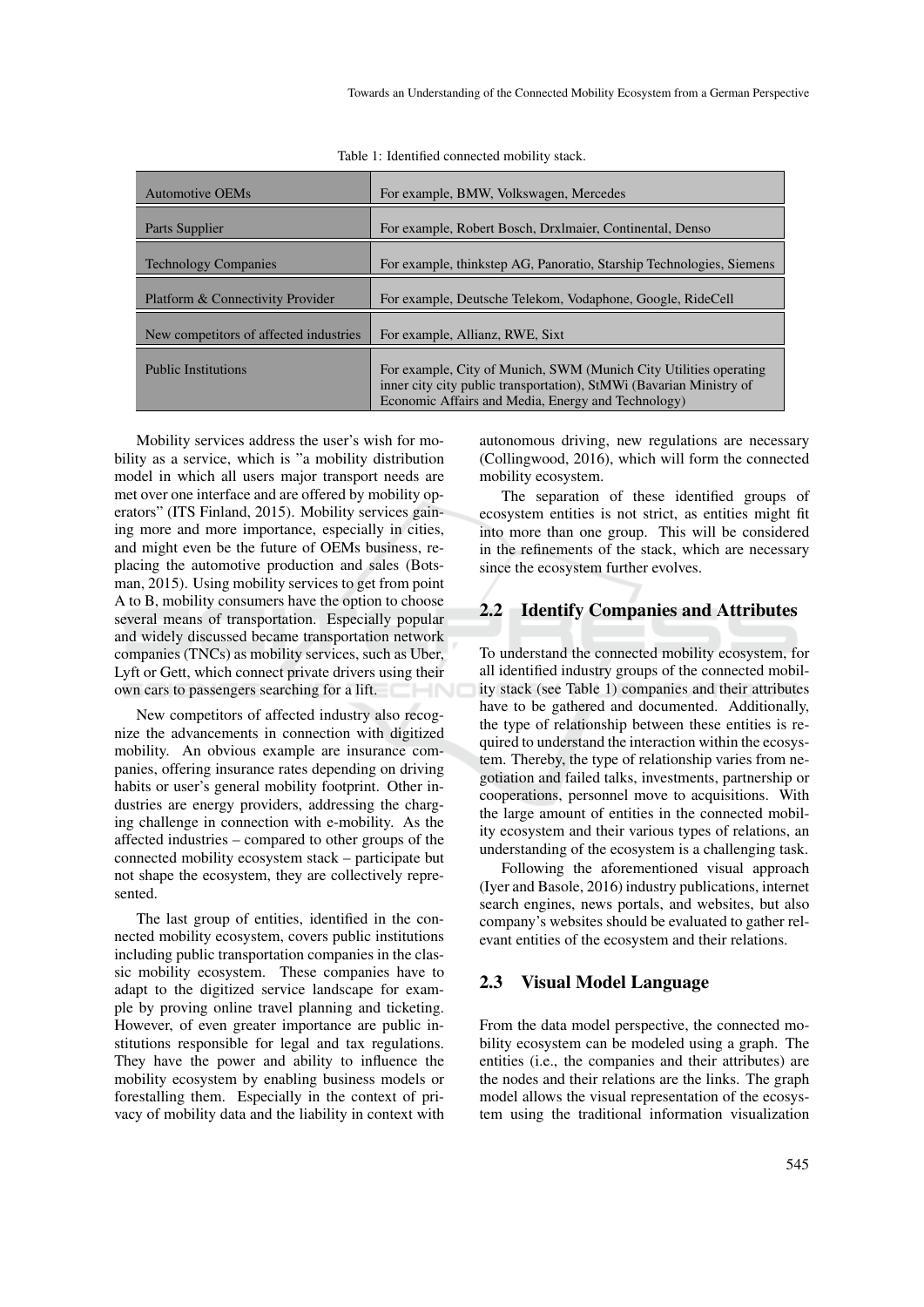Table 1: Identified connected mobility stack.

| | |
|---|---|
| Automotive OEMs | For example, BMW, Volkswagen, Mercedes |
| Parts Supplier | For example, Robert Bosch, Drxlmaier, Continental, Denso |
| Technology Companies | For example, thinkstep AG, Panoratio, Starship Technologies, Siemens |
| Platform & Connectivity Provider | For example, Deutsche Telekom, Vodaphone, Google, RideCell |
| New competitors of affected industries | For example, Allianz, RWE, Sixt |
| Public Institutions | For example, City of Munich, SWM (Munich City Utilities operating inner city city public transportation), StMWi (Bavarian Ministry of Economic Affairs and Media, Energy and Technology) |

Mobility services address the user's wish for mobility as a service, which is "a mobility distribution model in which all users major transport needs are met over one interface and are offered by mobility operators" (ITS Finland, 2015). Mobility services gaining more and more importance, especially in cities, and might even be the future of OEMs business, replacing the automotive production and sales (Botsman, 2015). Using mobility services to get from point A to B, mobility consumers have the option to choose several means of transportation. Especially popular and widely discussed became transportation network companies (TNCs) as mobility services, such as Uber, Lyft or Gett, which connect private drivers using their own cars to passengers searching for a lift.

New competitors of affected industry also recognize the advancements in connection with digitized mobility. An obvious example are insurance companies, offering insurance rates depending on driving habits or user's general mobility footprint. Other industries are energy providers, addressing the charging challenge in connection with e-mobility. As the affected industries – compared to other groups of the connected mobility ecosystem stack – participate but not shape the ecosystem, they are collectively represented.

The last group of entities, identified in the connected mobility ecosystem, covers public institutions including public transportation companies in the classic mobility ecosystem. These companies have to adapt to the digitized service landscape for example by proving online travel planning and ticketing. However, of even greater importance are public institutions responsible for legal and tax regulations. They have the power and ability to influence the mobility ecosystem by enabling business models or forestalling them. Especially in the context of privacy of mobility data and the liability in context with autonomous driving, new regulations are necessary (Collingwood, 2016), which will form the connected mobility ecosystem.

The separation of these identified groups of ecosystem entities is not strict, as entities might fit into more than one group. This will be considered in the refinements of the stack, which are necessary since the ecosystem further evolves.

## 2.2 Identify Companies and Attributes

To understand the connected mobility ecosystem, for all identified industry groups of the connected mobility stack (see Table 1) companies and their attributes have to be gathered and documented. Additionally, the type of relationship between these entities is required to understand the interaction within the ecosystem. Thereby, the type of relationship varies from negotiation and failed talks, investments, partnership or cooperations, personnel move to acquisitions. With the large amount of entities in the connected mobility ecosystem and their various types of relations, an understanding of the ecosystem is a challenging task.

Following the aforementioned visual approach (Iyer and Basole, 2016) industry publications, internet search engines, news portals, and websites, but also company's websites should be evaluated to gather relevant entities of the ecosystem and their relations.

## 2.3 Visual Model Language

From the data model perspective, the connected mobility ecosystem can be modeled using a graph. The entities (i.e., the companies and their attributes) are the nodes and their relations are the links. The graph model allows the visual representation of the ecosystem using the traditional information visualization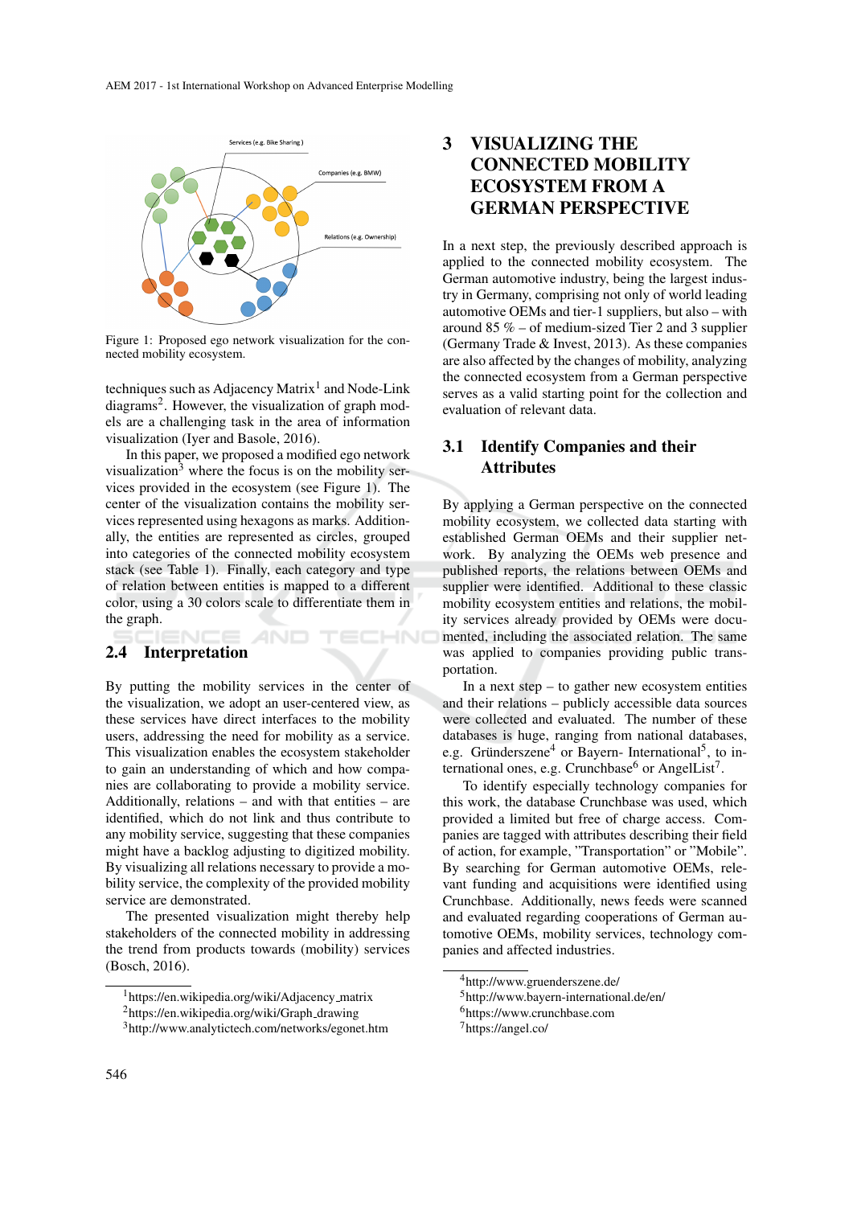Figure 1: Proposed ego network visualization for the connected mobility ecosystem.

techniques such as Adjacency Matrix[1] and Node-Link diagrams[2]. However, the visualization of graph models are a challenging task in the area of information visualization (Iyer and Basole, 2016).

In this paper, we proposed a modified ego network visualization[3] where the focus is on the mobility services provided in the ecosystem (see Figure 1). The center of the visualization contains the mobility services represented using hexagons as marks. Additionally, the entities are represented as circles, grouped into categories of the connected mobility ecosystem stack (see Table 1). Finally, each category and type of relation between entities is mapped to a different color, using a 30 colors scale to differentiate them in the graph.

## 2.4 Interpretation

By putting the mobility services in the center of the visualization, we adopt an user-centered view, as these services have direct interfaces to the mobility users, addressing the need for mobility as a service. This visualization enables the ecosystem stakeholder to gain an understanding of which and how companies are collaborating to provide a mobility service. Additionally, relations – and with that entities – are identified, which do not link and thus contribute to any mobility service, suggesting that these companies might have a backlog adjusting to digitized mobility. By visualizing all relations necessary to provide a mobility service, the complexity of the provided mobility service are demonstrated.

The presented visualization might thereby help stakeholders of the connected mobility in addressing the trend from products towards (mobility) services (Bosch, 2016).

[1] https://en.wikipedia.org/wiki/Adjacency_matrix
[2] https://en.wikipedia.org/wiki/Graph_drawing
[3] http://www.analytictech.com/networks/egonet.htm

# 3 VISUALIZING THE CONNECTED MOBILITY ECOSYSTEM FROM A GERMAN PERSPECTIVE

In a next step, the previously described approach is applied to the connected mobility ecosystem. The German automotive industry, being the largest industry in Germany, comprising not only of world leading automotive OEMs and tier-1 suppliers, but also – with around 85 % – of medium-sized Tier 2 and 3 supplier (Germany Trade & Invest, 2013). As these companies are also affected by the changes of mobility, analyzing the connected ecosystem from a German perspective serves as a valid starting point for the collection and evaluation of relevant data.

## 3.1 Identify Companies and their Attributes

By applying a German perspective on the connected mobility ecosystem, we collected data starting with established German OEMs and their supplier network. By analyzing the OEMs web presence and published reports, the relations between OEMs and supplier were identified. Additional to these classic mobility ecosystem entities and relations, the mobility services already provided by OEMs were documented, including the associated relation. The same was applied to companies providing public transportation.

In a next step – to gather new ecosystem entities and their relations – publicly accessible data sources were collected and evaluated. The number of these databases is huge, ranging from national databases, e.g. Gründerszene[4] or Bayern- International[5], to international ones, e.g. Crunchbase[6] or AngelList[7].

To identify especially technology companies for this work, the database Crunchbase was used, which provided a limited but free of charge access. Companies are tagged with attributes describing their field of action, for example, "Transportation" or "Mobile". By searching for German automotive OEMs, relevant funding and acquisitions were identified using Crunchbase. Additionally, news feeds were scanned and evaluated regarding cooperations of German automotive OEMs, mobility services, technology companies and affected industries.

[4] http://www.gruenderszene.de/
[5] http://www.bayern-international.de/en/
[6] https://www.crunchbase.com
[7] https://angel.co/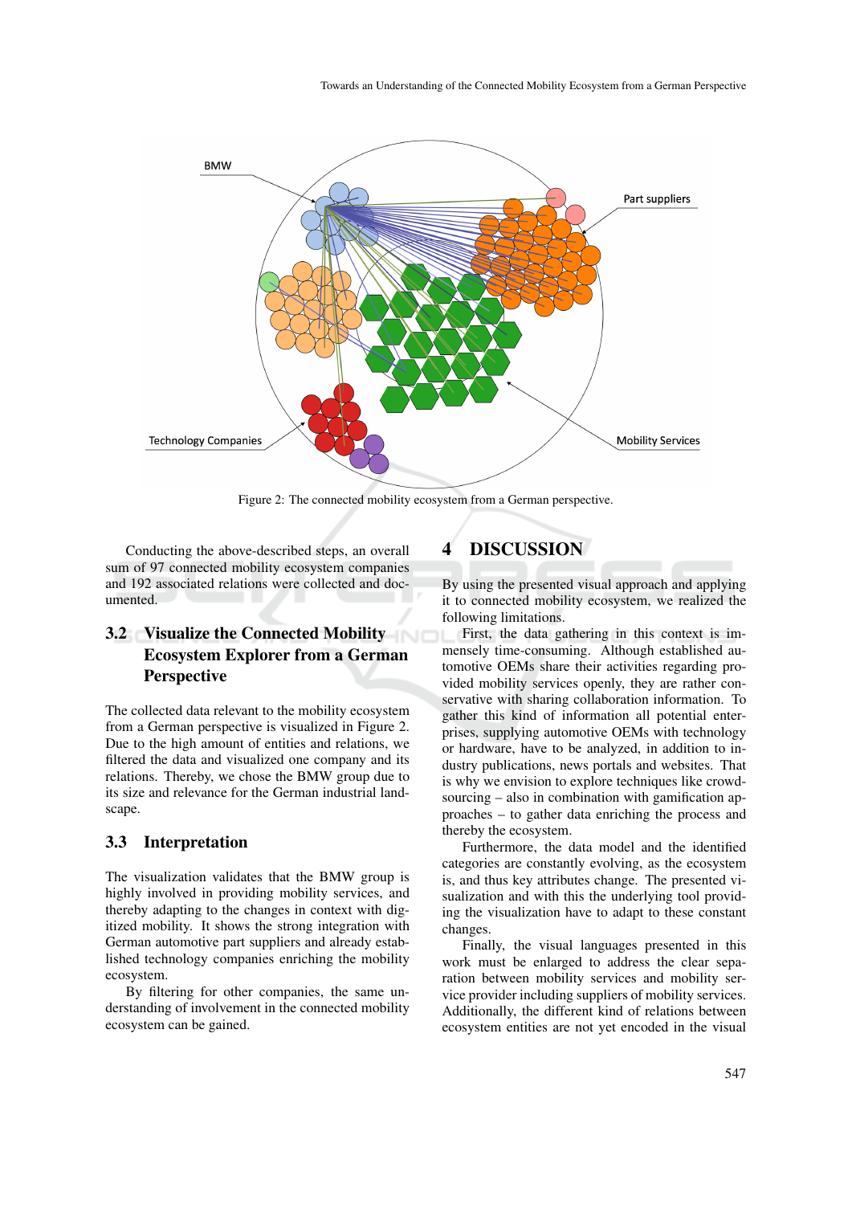Figure 2: The connected mobility ecosystem from a German perspective.

Conducting the above-described steps, an overall sum of 97 connected mobility ecosystem companies and 192 associated relations were collected and documented.

### 3.2 Visualize the Connected Mobility Ecosystem Explorer from a German Perspective

The collected data relevant to the mobility ecosystem from a German perspective is visualized in Figure 2. Due to the high amount of entities and relations, we filtered the data and visualized one company and its relations. Thereby, we chose the BMW group due to its size and relevance for the German industrial landscape.

### 3.3 Interpretation

The visualization validates that the BMW group is highly involved in providing mobility services, and thereby adapting to the changes in context with digitized mobility. It shows the strong integration with German automotive part suppliers and already established technology companies enriching the mobility ecosystem.

By filtering for other companies, the same understanding of involvement in the connected mobility ecosystem can be gained.

## 4 DISCUSSION

By using the presented visual approach and applying it to connected mobility ecosystem, we realized the following limitations.

First, the data gathering in this context is immensely time-consuming. Although established automotive OEMs share their activities regarding provided mobility services openly, they are rather conservative with sharing collaboration information. To gather this kind of information all potential enterprises, supplying automotive OEMs with technology or hardware, have to be analyzed, in addition to industry publications, news portals and websites. That is why we envision to explore techniques like crowdsourcing – also in combination with gamification approaches – to gather data enriching the process and thereby the ecosystem.

Furthermore, the data model and the identified categories are constantly evolving, as the ecosystem is, and thus key attributes change. The presented visualization and with this the underlying tool providing the visualization have to adapt to these constant changes.

Finally, the visual languages presented in this work must be enlarged to address the clear separation between mobility services and mobility service provider including suppliers of mobility services. Additionally, the different kind of relations between ecosystem entities are not yet encoded in the visual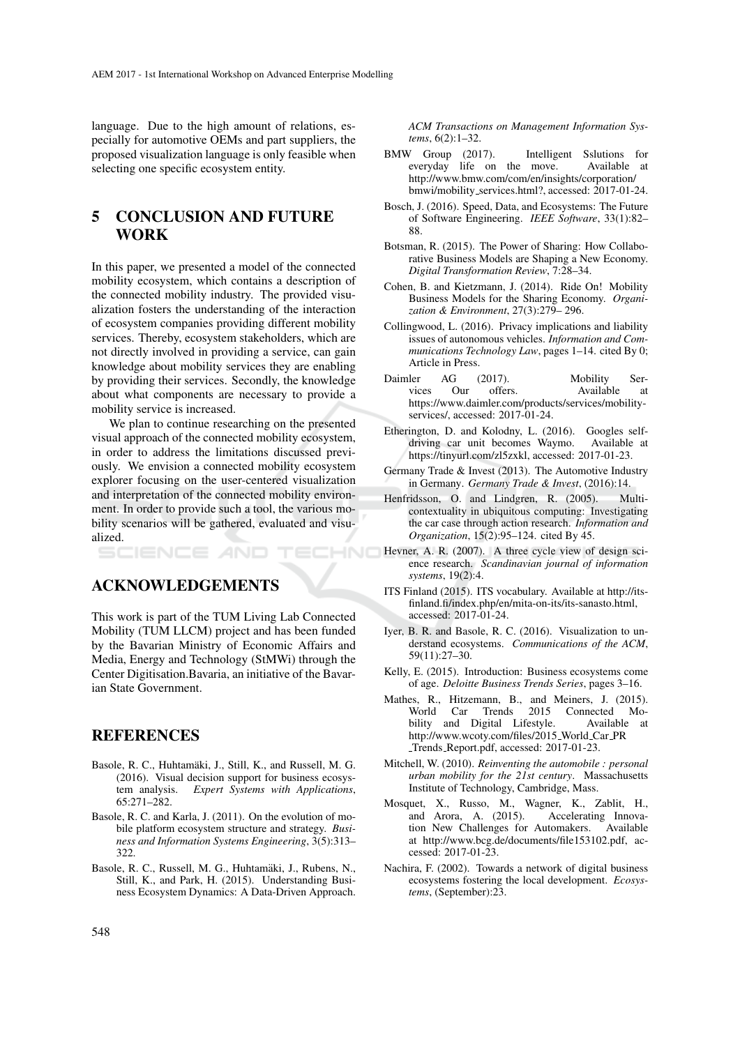language. Due to the high amount of relations, especially for automotive OEMs and part suppliers, the proposed visualization language is only feasible when selecting one specific ecosystem entity.

## 5 CONCLUSION AND FUTURE WORK

In this paper, we presented a model of the connected mobility ecosystem, which contains a description of the connected mobility industry. The provided visualization fosters the understanding of the interaction of ecosystem companies providing different mobility services. Thereby, ecosystem stakeholders, which are not directly involved in providing a service, can gain knowledge about mobility services they are enabling by providing their services. Secondly, the knowledge about what components are necessary to provide a mobility service is increased.

We plan to continue researching on the presented visual approach of the connected mobility ecosystem, in order to address the limitations discussed previously. We envision a connected mobility ecosystem explorer focusing on the user-centered visualization and interpretation of the connected mobility environment. In order to provide such a tool, the various mobility scenarios will be gathered, evaluated and visualized.

## ACKNOWLEDGEMENTS

This work is part of the TUM Living Lab Connected Mobility (TUM LLCM) project and has been funded by the Bavarian Ministry of Economic Affairs and Media, Energy and Technology (StMWi) through the Center Digitisation.Bavaria, an initiative of the Bavarian State Government.

## REFERENCES

Basole, R. C., Huhtamäki, J., Still, K., and Russell, M. G. (2016). Visual decision support for business ecosystem analysis. *Expert Systems with Applications*, 65:271–282.

Basole, R. C. and Karla, J. (2011). On the evolution of mobile platform ecosystem structure and strategy. *Business and Information Systems Engineering*, 3(5):313–322.

Basole, R. C., Russell, M. G., Huhtamäki, J., Rubens, N., Still, K., and Park, H. (2015). Understanding Business Ecosystem Dynamics: A Data-Driven Approach. *ACM Transactions on Management Information Systems*, 6(2):1–32.

BMW Group (2017). Intelligent Sslutions for everyday life on the move. Available at http://www.bmw.com/com/en/insights/corporation/bmwi/mobility_services.html?, accessed: 2017-01-24.

Bosch, J. (2016). Speed, Data, and Ecosystems: The Future of Software Engineering. *IEEE Software*, 33(1):82–88.

Botsman, R. (2015). The Power of Sharing: How Collaborative Business Models are Shaping a New Economy. *Digital Transformation Review*, 7:28–34.

Cohen, B. and Kietzmann, J. (2014). Ride On! Mobility Business Models for the Sharing Economy. *Organization & Environment*, 27(3):279– 296.

Collingwood, L. (2016). Privacy implications and liability issues of autonomous vehicles. *Information and Communications Technology Law*, pages 1–14. cited By 0; Article in Press.

Daimler AG (2017). Mobility Services Our offers. Available at https://www.daimler.com/products/services/mobility-services/, accessed: 2017-01-24.

Etherington, D. and Kolodny, L. (2016). Googles self-driving car unit becomes Waymo. Available at https://tinyurl.com/zl5zxkl, accessed: 2017-01-23.

Germany Trade & Invest (2013). The Automotive Industry in Germany. *Germany Trade & Invest*, (2016):14.

Henfridsson, O. and Lindgren, R. (2005). Multi-contextuality in ubiquitous computing: Investigating the car case through action research. *Information and Organization*, 15(2):95–124. cited By 45.

Hevner, A. R. (2007). A three cycle view of design science research. *Scandinavian journal of information systems*, 19(2):4.

ITS Finland (2015). ITS vocabulary. Available at http://its-finland.fi/index.php/en/mita-on-its/its-sanasto.html, accessed: 2017-01-24.

Iyer, B. R. and Basole, R. C. (2016). Visualization to understand ecosystems. *Communications of the ACM*, 59(11):27–30.

Kelly, E. (2015). Introduction: Business ecosystems come of age. *Deloitte Business Trends Series*, pages 3–16.

Mathes, R., Hitzemann, B., and Meiners, J. (2015). World Car Trends 2015 Connected Mobility and Digital Lifestyle. Available at http://www.wcoty.com/files/2015_World_Car_PR_Trends_Report.pdf, accessed: 2017-01-23.

Mitchell, W. (2010). *Reinventing the automobile : personal urban mobility for the 21st century*. Massachusetts Institute of Technology, Cambridge, Mass.

Mosquet, X., Russo, M., Wagner, K., Zablit, H., and Arora, A. (2015). Accelerating Innovation New Challenges for Automakers. Available at http://www.bcg.de/documents/file153102.pdf, accessed: 2017-01-23.

Nachira, F. (2002). Towards a network of digital business ecosystems fostering the local development. *Ecosystems*, (September):23.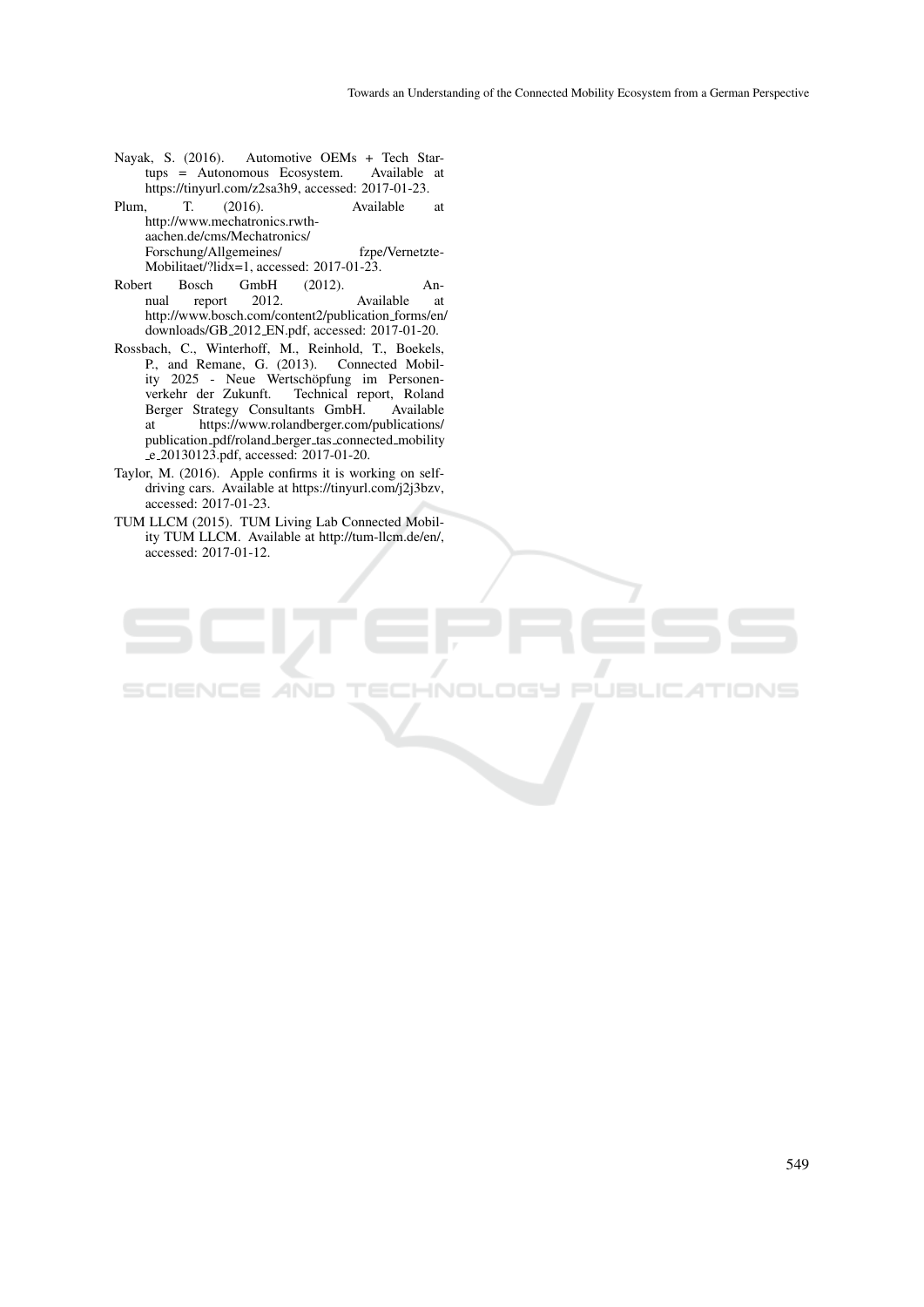Nayak, S. (2016). Automotive OEMs + Tech Startups = Autonomous Ecosystem. Available at https://tinyurl.com/z2sa3h9, accessed: 2017-01-23.

Plum, T. (2016). Available at http://www.mechatronics.rwth-aachen.de/cms/Mechatronics/Forschung/Allgemeines/fzpe/Vernetzte-Mobilitaet/?lidx=1, accessed: 2017-01-23.

Robert Bosch GmbH (2012). Annual report 2012. Available at http://www.bosch.com/content2/publication_forms/en/downloads/GB_2012_EN.pdf, accessed: 2017-01-20.

Rossbach, C., Winterhoff, M., Reinhold, T., Boekels, P., and Remane, G. (2013). Connected Mobility 2025 - Neue Wertschöpfung im Personenverkehr der Zukunft. Technical report, Roland Berger Strategy Consultants GmbH. Available at https://www.rolandberger.com/publications/publication_pdf/roland_berger_tas_connected_mobility_e_20130123.pdf, accessed: 2017-01-20.

Taylor, M. (2016). Apple confirms it is working on self-driving cars. Available at https://tinyurl.com/j2j3bzv, accessed: 2017-01-23.

TUM LLCM (2015). TUM Living Lab Connected Mobility TUM LLCM. Available at http://tum-llcm.de/en/, accessed: 2017-01-12.